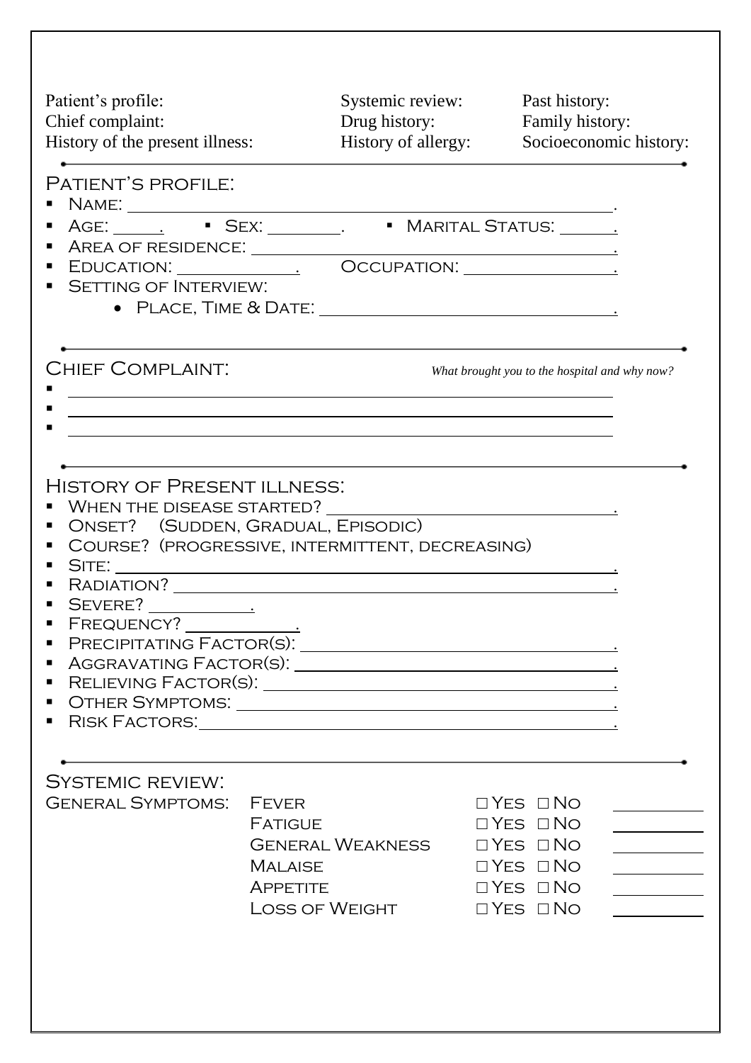| Patient's profile: | Systemic review: | Past history: |
| --- | --- | --- |
| Chief complaint: | Drug history: | Family history: |
| History of the present illness: | History of allergy: | Socioeconomic history: |

## Patient's Profile:

- Name: ______________________________.
- Age: _____. ▪ Sex: ________. ▪ Marital Status: ______.
- Area of residence: ______________________________.
- Education: ____________. Occupation: ______________.
- Setting of interview:
  - Place, Time & Date: ______________________________.

## Chief Complaint:

*What brought you to the hospital and why now?*

- ______________________________
- ______________________________
- ______________________________

## History of Present illness:

- When the disease started? ______________________________.
- Onset? (Sudden, Gradual, Episodic)
- Course? (progressive, intermittent, decreasing)
- Site: ______________________________.
- Radiation? ______________________________.
- Severe? __________.
- Frequency? ___________.
- Precipitating Factor(s): ______________________________.
- Aggravating Factor(s): ______________________________.
- Relieving Factor(s): ______________________________.
- Other Symptoms: ______________________________.
- Risk Factors: ______________________________.

## Systemic review:

| General Symptoms: | | | |
| --- | --- | --- | --- |
| | Fever | □ Yes □ No | ________ |
| | Fatigue | □ Yes □ No | ________ |
| | General Weakness | □ Yes □ No | ________ |
| | Malaise | □ Yes □ No | ________ |
| | Appetite | □ Yes □ No | ________ |
| | Loss of Weight | □ Yes □ No | ________ |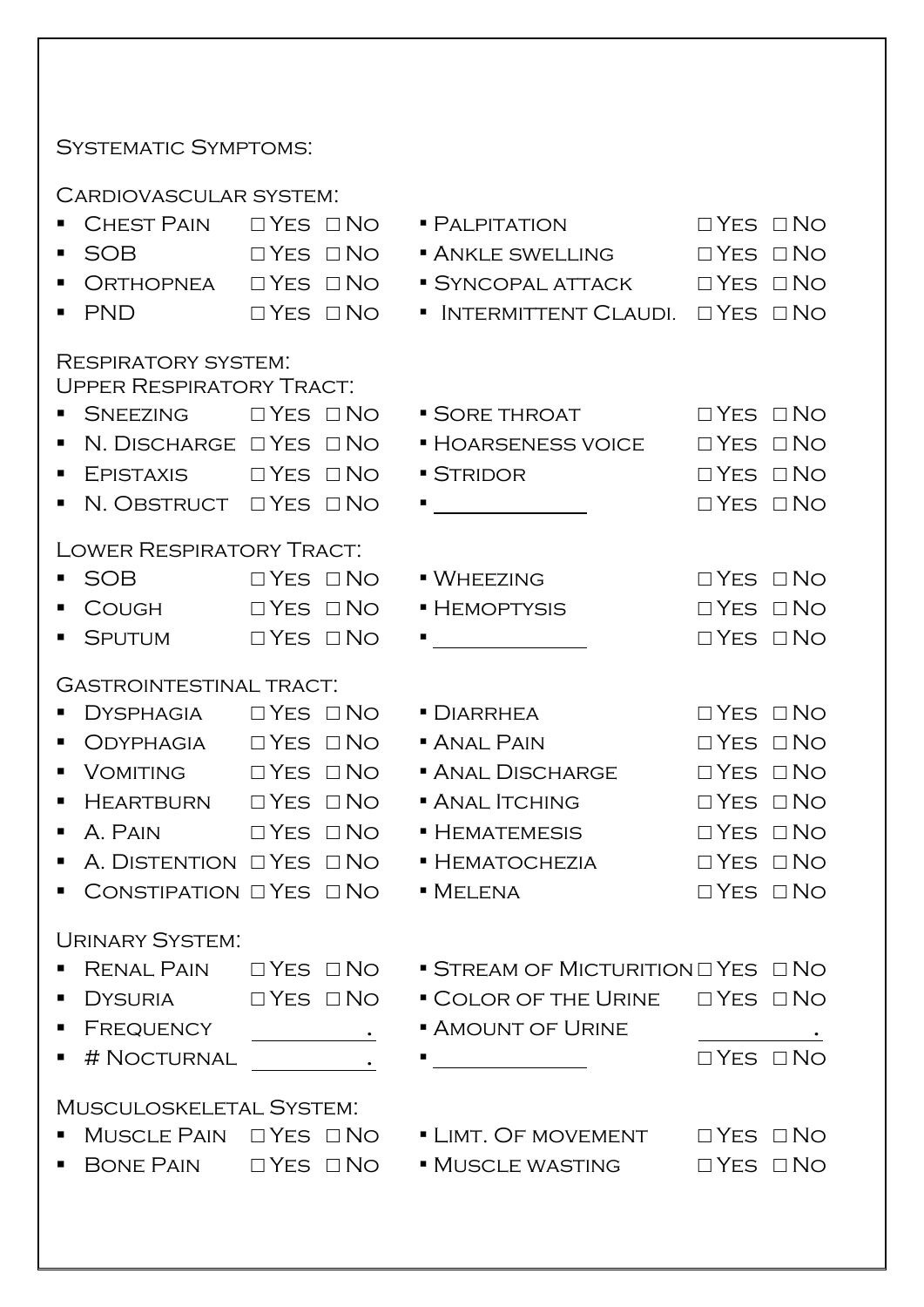## Systematic Symptoms:

### Cardiovascular system:

- Chest Pain ☐ Yes ☐ No
- SOB ☐ Yes ☐ No
- Orthopnea ☐ Yes ☐ No
- PND ☐ Yes ☐ No
- Palpitation ☐ Yes ☐ No
- Ankle swelling ☐ Yes ☐ No
- Syncopal attack ☐ Yes ☐ No
- Intermittent Claudi. ☐ Yes ☐ No

### Respiratory system:

#### Upper Respiratory Tract:

- Sneezing ☐ Yes ☐ No
- N. Discharge ☐ Yes ☐ No
- Epistaxis ☐ Yes ☐ No
- N. Obstruct ☐ Yes ☐ No
- Sore throat ☐ Yes ☐ No
- Hoarseness voice ☐ Yes ☐ No
- Stridor ☐ Yes ☐ No
- ______________ ☐ Yes ☐ No

#### Lower Respiratory Tract:

- SOB ☐ Yes ☐ No
- Cough ☐ Yes ☐ No
- Sputum ☐ Yes ☐ No
- Wheezing ☐ Yes ☐ No
- Hemoptysis ☐ Yes ☐ No
- ______________ ☐ Yes ☐ No

### Gastrointestinal tract:

- Dysphagia ☐ Yes ☐ No
- Odyphagia ☐ Yes ☐ No
- Vomiting ☐ Yes ☐ No
- Heartburn ☐ Yes ☐ No
- A. Pain ☐ Yes ☐ No
- A. Distention ☐ Yes ☐ No
- Constipation ☐ Yes ☐ No
- Diarrhea ☐ Yes ☐ No
- Anal Pain ☐ Yes ☐ No
- Anal Discharge ☐ Yes ☐ No
- Anal Itching ☐ Yes ☐ No
- Hematemesis ☐ Yes ☐ No
- Hematochezia ☐ Yes ☐ No
- Melena ☐ Yes ☐ No

### Urinary System:

- Renal Pain ☐ Yes ☐ No
- Dysuria ☐ Yes ☐ No
- Frequency __________.
- # Nocturnal __________.
- Stream of Micturition ☐ Yes ☐ No
- Color of the Urine ☐ Yes ☐ No
- Amount of Urine __________.
- ______________ ☐ Yes ☐ No

### Musculoskeletal System:

- Muscle Pain ☐ Yes ☐ No
- Bone Pain ☐ Yes ☐ No
- Limt. Of movement ☐ Yes ☐ No
- Muscle wasting ☐ Yes ☐ No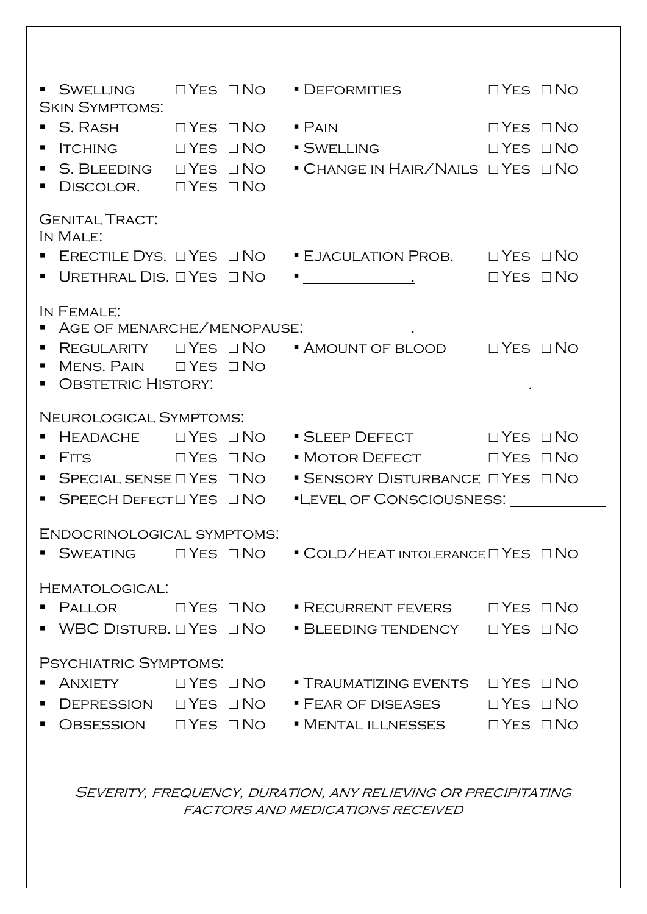- Swelling ☐ Yes ☐ No
- Deformities ☐ Yes ☐ No

Skin Symptoms:

- S. Rash ☐ Yes ☐ No
- Pain ☐ Yes ☐ No
- Itching ☐ Yes ☐ No
- Swelling ☐ Yes ☐ No
- S. Bleeding ☐ Yes ☐ No
- Change in Hair/Nails ☐ Yes ☐ No
- Discolor. ☐ Yes ☐ No

Genital Tract:

In Male:

- Erectile Dys. ☐ Yes ☐ No
- Ejaculation Prob. ☐ Yes ☐ No
- Urethral Dis. ☐ Yes ☐ No
- ______________. ☐ Yes ☐ No

In Female:

- Age of menarche/menopause: _____________.
- Regularity ☐ Yes ☐ No
- Amount of blood ☐ Yes ☐ No
- Mens. Pain ☐ Yes ☐ No
- Obstetric History: ________________________________________.

Neurological Symptoms:

- Headache ☐ Yes ☐ No
- Sleep Defect ☐ Yes ☐ No
- Fits ☐ Yes ☐ No
- Motor Defect ☐ Yes ☐ No
- Special sense ☐ Yes ☐ No
- Sensory Disturbance ☐ Yes ☐ No
- Speech Defect ☐ Yes ☐ No
- Level of Consciousness: ____________

Endocrinological symptoms:

- Sweating ☐ Yes ☐ No
- Cold/heat intolerance ☐ Yes ☐ No

Hematological:

- Pallor ☐ Yes ☐ No
- Recurrent fevers ☐ Yes ☐ No
- WBC Disturb. ☐ Yes ☐ No
- Bleeding tendency ☐ Yes ☐ No

Psychiatric Symptoms:

- Anxiety ☐ Yes ☐ No
- Traumatizing events ☐ Yes ☐ No
- Depression ☐ Yes ☐ No
- Fear of diseases ☐ Yes ☐ No
- Obsession ☐ Yes ☐ No
- Mental illnesses ☐ Yes ☐ No

*Severity, frequency, duration, any relieving or precipitating factors and medications received*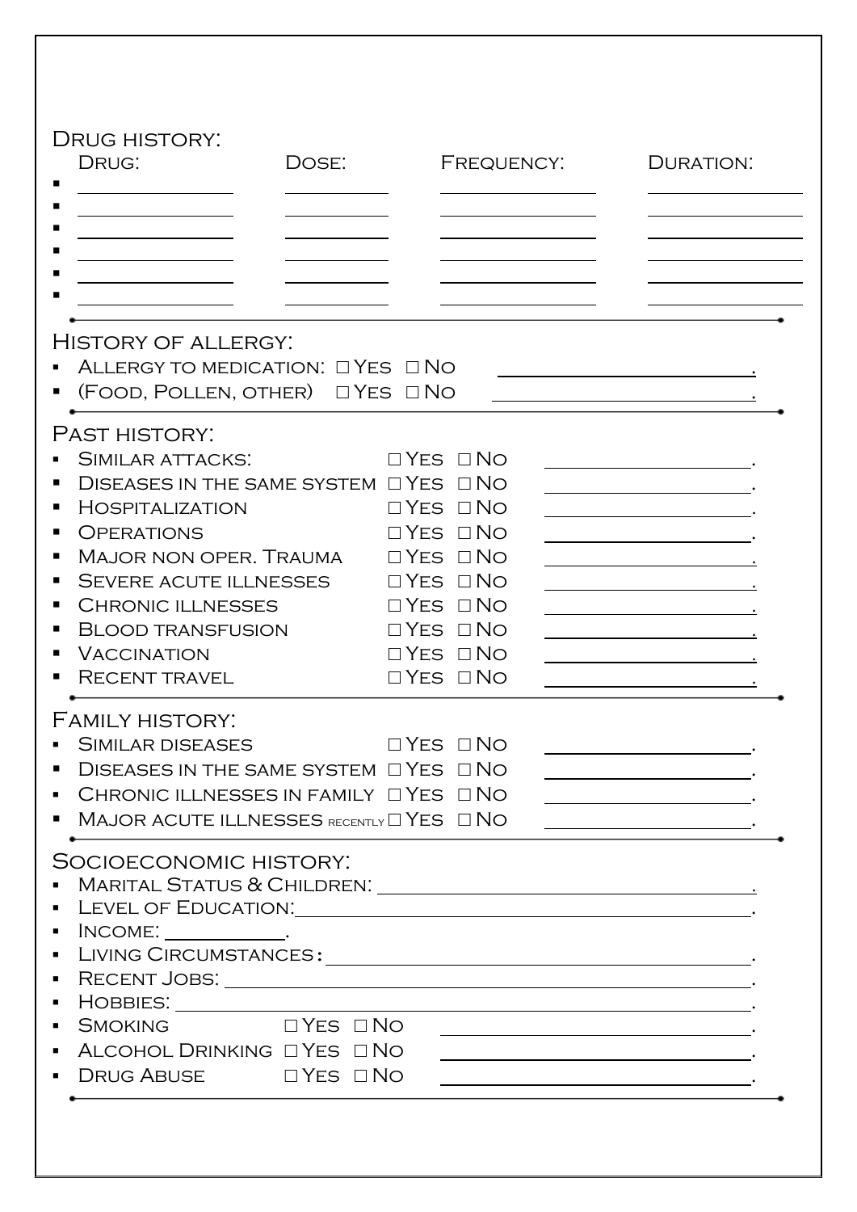## Drug history:

| Drug: | Dose: | Frequency: | Duration: |
|---|---|---|---|
| | | | |
| | | | |
| | | | |
| | | | |
| | | | |
| | | | |

## History of allergy:

- Allergy to medication: □ Yes □ No ______________________.
- (Food, Pollen, other) □ Yes □ No ______________________.

## Past history:

- Similar attacks: □ Yes □ No ______________________.
- Diseases in the same system □ Yes □ No ______________________.
- Hospitalization □ Yes □ No ______________________.
- Operations □ Yes □ No ______________________.
- Major non oper. Trauma □ Yes □ No ______________________.
- Severe acute illnesses □ Yes □ No ______________________.
- Chronic illnesses □ Yes □ No ______________________.
- Blood transfusion □ Yes □ No ______________________.
- Vaccination □ Yes □ No ______________________.
- Recent travel □ Yes □ No ______________________.

## Family history:

- Similar diseases □ Yes □ No ______________________.
- Diseases in the same system □ Yes □ No ______________________.
- Chronic illnesses in family □ Yes □ No ______________________.
- Major acute illnesses recently □ Yes □ No ______________________.

## Socioeconomic history:

- Marital Status & Children: ______________________.
- Level of Education: ______________________.
- Income: ____________.
- Living Circumstances: ______________________.
- Recent Jobs: ______________________.
- Hobbies: ______________________.
- Smoking □ Yes □ No ______________________.
- Alcohol Drinking □ Yes □ No ______________________.
- Drug Abuse □ Yes □ No ______________________.